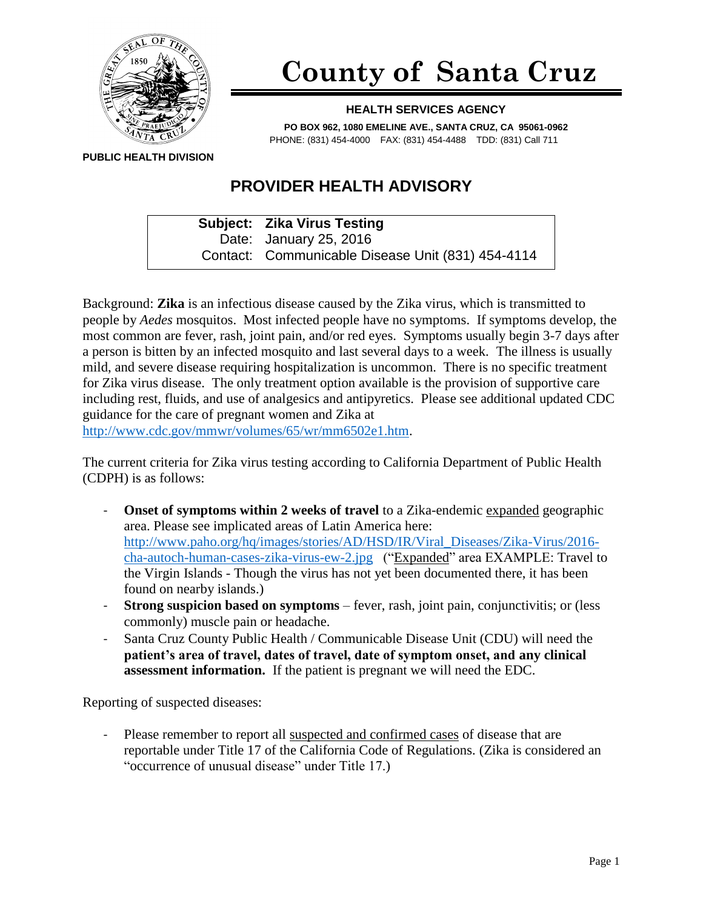# County of Santa Cruz

**HEALTH SERVICES AGENCY**

**PO BOX 962, 1080 EMELINE AVE., SANTA CRUZ, CA 95061-0962**
PHONE: (831) 454-4000 FAX: (831) 454-4488 TDD: (831) Call 711

**PUBLIC HEALTH DIVISION**

## PROVIDER HEALTH ADVISORY

| | |
|---|---|
| **Subject:** | **Zika Virus Testing** |
| Date: | January 25, 2016 |
| Contact: | Communicable Disease Unit (831) 454-4114 |

Background: **Zika** is an infectious disease caused by the Zika virus, which is transmitted to people by *Aedes* mosquitos. Most infected people have no symptoms. If symptoms develop, the most common are fever, rash, joint pain, and/or red eyes. Symptoms usually begin 3-7 days after a person is bitten by an infected mosquito and last several days to a week. The illness is usually mild, and severe disease requiring hospitalization is uncommon. There is no specific treatment for Zika virus disease. The only treatment option available is the provision of supportive care including rest, fluids, and use of analgesics and antipyretics. Please see additional updated CDC guidance for the care of pregnant women and Zika at http://www.cdc.gov/mmwr/volumes/65/wr/mm6502e1.htm.

The current criteria for Zika virus testing according to California Department of Public Health (CDPH) is as follows:

- **Onset of symptoms within 2 weeks of travel** to a Zika-endemic expanded geographic area. Please see implicated areas of Latin America here: http://www.paho.org/hq/images/stories/AD/HSD/IR/Viral_Diseases/Zika-Virus/2016-cha-autoch-human-cases-zika-virus-ew-2.jpg ("Expanded" area EXAMPLE: Travel to the Virgin Islands - Though the virus has not yet been documented there, it has been found on nearby islands.)
- **Strong suspicion based on symptoms** – fever, rash, joint pain, conjunctivitis; or (less commonly) muscle pain or headache.
- Santa Cruz County Public Health / Communicable Disease Unit (CDU) will need the **patient's area of travel, dates of travel, date of symptom onset, and any clinical assessment information.** If the patient is pregnant we will need the EDC.

Reporting of suspected diseases:

- Please remember to report all suspected and confirmed cases of disease that are reportable under Title 17 of the California Code of Regulations. (Zika is considered an "occurrence of unusual disease" under Title 17.)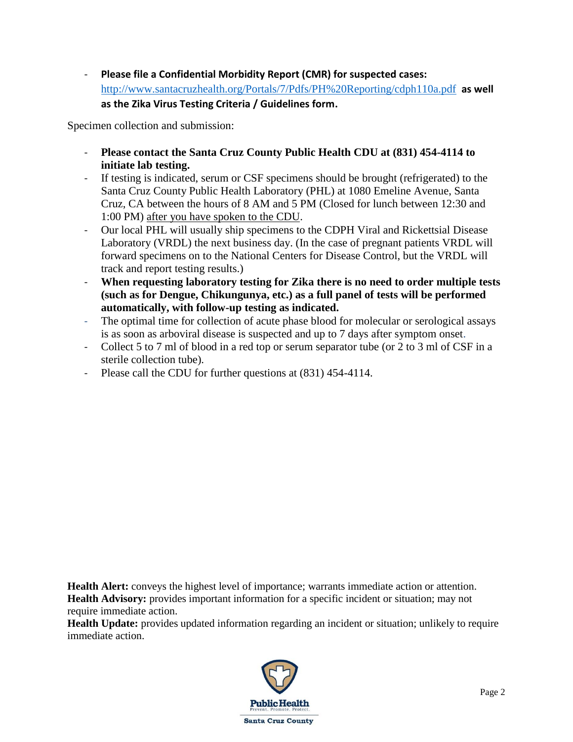- **Please file a Confidential Morbidity Report (CMR) for suspected cases:** http://www.santacruzhealth.org/Portals/7/Pdfs/PH%20Reporting/cdph110a.pdf **as well as the Zika Virus Testing Criteria / Guidelines form.**

Specimen collection and submission:

- **Please contact the Santa Cruz County Public Health CDU at (831) 454-4114 to initiate lab testing.**
- If testing is indicated, serum or CSF specimens should be brought (refrigerated) to the Santa Cruz County Public Health Laboratory (PHL) at 1080 Emeline Avenue, Santa Cruz, CA between the hours of 8 AM and 5 PM (Closed for lunch between 12:30 and 1:00 PM) after you have spoken to the CDU.
- Our local PHL will usually ship specimens to the CDPH Viral and Rickettsial Disease Laboratory (VRDL) the next business day. (In the case of pregnant patients VRDL will forward specimens on to the National Centers for Disease Control, but the VRDL will track and report testing results.)
- **When requesting laboratory testing for Zika there is no need to order multiple tests (such as for Dengue, Chikungunya, etc.) as a full panel of tests will be performed automatically, with follow-up testing as indicated.**
- The optimal time for collection of acute phase blood for molecular or serological assays is as soon as arboviral disease is suspected and up to 7 days after symptom onset.
- Collect 5 to 7 ml of blood in a red top or serum separator tube (or 2 to 3 ml of CSF in a sterile collection tube).
- Please call the CDU for further questions at (831) 454-4114.

**Health Alert:** conveys the highest level of importance; warrants immediate action or attention.
**Health Advisory:** provides important information for a specific incident or situation; may not require immediate action.
**Health Update:** provides updated information regarding an incident or situation; unlikely to require immediate action.

Public Health
Prevent. Promote. Protect.
Santa Cruz County